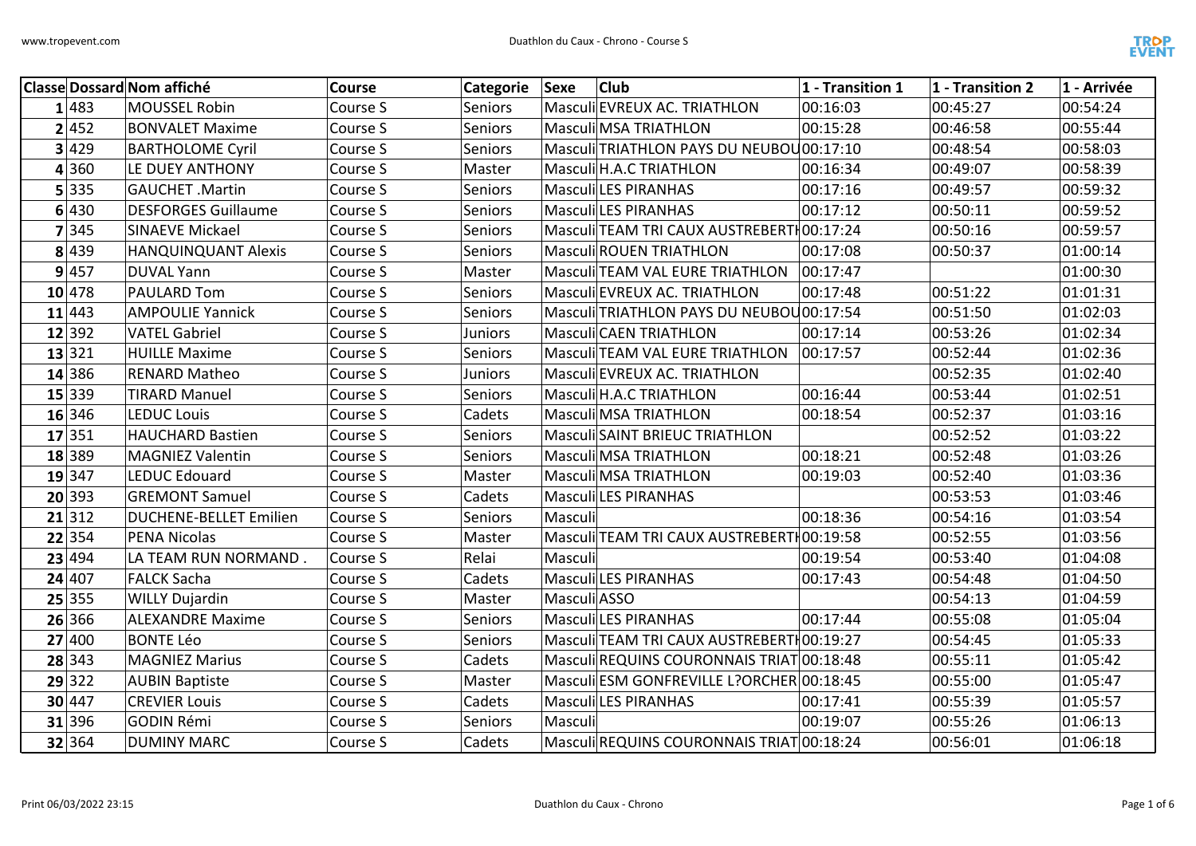| Classe | Dossard | Nom affiché | Course | Categorie | Sexe | Club | 1 - Transition 1 | 1 - Transition 2 | 1 - Arrivée |
|---|---|---|---|---|---|---|---|---|---|
| 1 | 483 | MOUSSEL Robin | Course S | Seniors | Masculi | EVREUX AC. TRIATHLON | 00:16:03 | 00:45:27 | 00:54:24 |
| 2 | 452 | BONVALET Maxime | Course S | Seniors | Masculi | MSA TRIATHLON | 00:15:28 | 00:46:58 | 00:55:44 |
| 3 | 429 | BARTHOLOME Cyril | Course S | Seniors | Masculi | TRIATHLON PAYS DU NEUBOU | 00:17:10 | 00:48:54 | 00:58:03 |
| 4 | 360 | LE DUEY ANTHONY | Course S | Master | Masculi | H.A.C TRIATHLON | 00:16:34 | 00:49:07 | 00:58:39 |
| 5 | 335 | GAUCHET .Martin | Course S | Seniors | Masculi | LES PIRANHAS | 00:17:16 | 00:49:57 | 00:59:32 |
| 6 | 430 | DESFORGES Guillaume | Course S | Seniors | Masculi | LES PIRANHAS | 00:17:12 | 00:50:11 | 00:59:52 |
| 7 | 345 | SINAEVE Mickael | Course S | Seniors | Masculi | TEAM TRI CAUX AUSTREBERTH | 00:17:24 | 00:50:16 | 00:59:57 |
| 8 | 439 | HANQUINQUANT Alexis | Course S | Seniors | Masculi | ROUEN TRIATHLON | 00:17:08 | 00:50:37 | 01:00:14 |
| 9 | 457 | DUVAL Yann | Course S | Master | Masculi | TEAM VAL EURE TRIATHLON | 00:17:47 | | 01:00:30 |
| 10 | 478 | PAULARD Tom | Course S | Seniors | Masculi | EVREUX AC. TRIATHLON | 00:17:48 | 00:51:22 | 01:01:31 |
| 11 | 443 | AMPOULIE Yannick | Course S | Seniors | Masculi | TRIATHLON PAYS DU NEUBOU | 00:17:54 | 00:51:50 | 01:02:03 |
| 12 | 392 | VATEL Gabriel | Course S | Juniors | Masculi | CAEN TRIATHLON | 00:17:14 | 00:53:26 | 01:02:34 |
| 13 | 321 | HUILLE Maxime | Course S | Seniors | Masculi | TEAM VAL EURE TRIATHLON | 00:17:57 | 00:52:44 | 01:02:36 |
| 14 | 386 | RENARD Matheo | Course S | Juniors | Masculi | EVREUX AC. TRIATHLON | | 00:52:35 | 01:02:40 |
| 15 | 339 | TIRARD Manuel | Course S | Seniors | Masculi | H.A.C TRIATHLON | 00:16:44 | 00:53:44 | 01:02:51 |
| 16 | 346 | LEDUC Louis | Course S | Cadets | Masculi | MSA TRIATHLON | 00:18:54 | 00:52:37 | 01:03:16 |
| 17 | 351 | HAUCHARD Bastien | Course S | Seniors | Masculi | SAINT BRIEUC TRIATHLON | | 00:52:52 | 01:03:22 |
| 18 | 389 | MAGNIEZ Valentin | Course S | Seniors | Masculi | MSA TRIATHLON | 00:18:21 | 00:52:48 | 01:03:26 |
| 19 | 347 | LEDUC Edouard | Course S | Master | Masculi | MSA TRIATHLON | 00:19:03 | 00:52:40 | 01:03:36 |
| 20 | 393 | GREMONT Samuel | Course S | Cadets | Masculi | LES PIRANHAS | | 00:53:53 | 01:03:46 |
| 21 | 312 | DUCHENE-BELLET Emilien | Course S | Seniors | Masculi | | 00:18:36 | 00:54:16 | 01:03:54 |
| 22 | 354 | PENA Nicolas | Course S | Master | Masculi | TEAM TRI CAUX AUSTREBERTH | 00:19:58 | 00:52:55 | 01:03:56 |
| 23 | 494 | LA TEAM RUN NORMAND . | Course S | Relai | Masculi | | 00:19:54 | 00:53:40 | 01:04:08 |
| 24 | 407 | FALCK Sacha | Course S | Cadets | Masculi | LES PIRANHAS | 00:17:43 | 00:54:48 | 01:04:50 |
| 25 | 355 | WILLY Dujardin | Course S | Master | Masculi | ASSO | | 00:54:13 | 01:04:59 |
| 26 | 366 | ALEXANDRE Maxime | Course S | Seniors | Masculi | LES PIRANHAS | 00:17:44 | 00:55:08 | 01:05:04 |
| 27 | 400 | BONTE Léo | Course S | Seniors | Masculi | TEAM TRI CAUX AUSTREBERTH | 00:19:27 | 00:54:45 | 01:05:33 |
| 28 | 343 | MAGNIEZ Marius | Course S | Cadets | Masculi | REQUINS COURONNAIS TRIAT | 00:18:48 | 00:55:11 | 01:05:42 |
| 29 | 322 | AUBIN Baptiste | Course S | Master | Masculi | ESM GONFREVILLE L?ORCHER | 00:18:45 | 00:55:00 | 01:05:47 |
| 30 | 447 | CREVIER Louis | Course S | Cadets | Masculi | LES PIRANHAS | 00:17:41 | 00:55:39 | 01:05:57 |
| 31 | 396 | GODIN Rémi | Course S | Seniors | Masculi | | 00:19:07 | 00:55:26 | 01:06:13 |
| 32 | 364 | DUMINY MARC | Course S | Cadets | Masculi | REQUINS COURONNAIS TRIAT | 00:18:24 | 00:56:01 | 01:06:18 |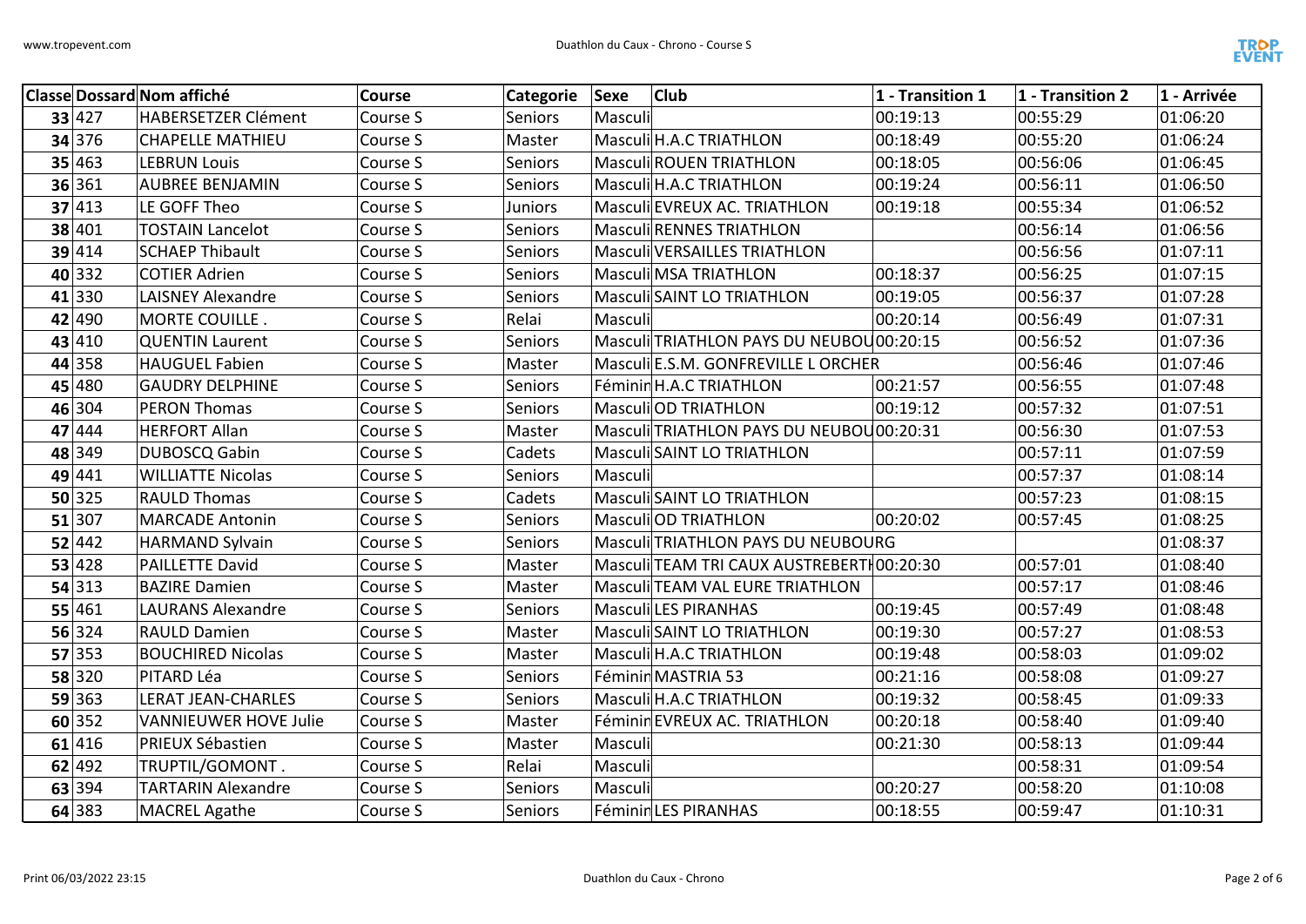| Classe | Dossard | Nom affiché | Course | Categorie | Sexe | Club | 1 - Transition 1 | 1 - Transition 2 | 1 - Arrivée |
|---|---|---|---|---|---|---|---|---|---|
| 33 | 427 | HABERSETZER Clément | Course S | Seniors | Masculi | | 00:19:13 | 00:55:29 | 01:06:20 |
| 34 | 376 | CHAPELLE MATHIEU | Course S | Master | Masculi | H.A.C TRIATHLON | 00:18:49 | 00:55:20 | 01:06:24 |
| 35 | 463 | LEBRUN Louis | Course S | Seniors | Masculi | ROUEN TRIATHLON | 00:18:05 | 00:56:06 | 01:06:45 |
| 36 | 361 | AUBREE BENJAMIN | Course S | Seniors | Masculi | H.A.C TRIATHLON | 00:19:24 | 00:56:11 | 01:06:50 |
| 37 | 413 | LE GOFF Theo | Course S | Juniors | Masculi | EVREUX AC. TRIATHLON | 00:19:18 | 00:55:34 | 01:06:52 |
| 38 | 401 | TOSTAIN Lancelot | Course S | Seniors | Masculi | RENNES TRIATHLON | | 00:56:14 | 01:06:56 |
| 39 | 414 | SCHAEP Thibault | Course S | Seniors | Masculi | VERSAILLES TRIATHLON | | 00:56:56 | 01:07:11 |
| 40 | 332 | COTIER Adrien | Course S | Seniors | Masculi | MSA TRIATHLON | 00:18:37 | 00:56:25 | 01:07:15 |
| 41 | 330 | LAISNEY Alexandre | Course S | Seniors | Masculi | SAINT LO TRIATHLON | 00:19:05 | 00:56:37 | 01:07:28 |
| 42 | 490 | MORTE COUILLE . | Course S | Relai | Masculi | | 00:20:14 | 00:56:49 | 01:07:31 |
| 43 | 410 | QUENTIN Laurent | Course S | Seniors | Masculi | TRIATHLON PAYS DU NEUBOU | 00:20:15 | 00:56:52 | 01:07:36 |
| 44 | 358 | HAUGUEL Fabien | Course S | Master | Masculi | E.S.M. GONFREVILLE L ORCHER | | 00:56:46 | 01:07:46 |
| 45 | 480 | GAUDRY DELPHINE | Course S | Seniors | Féminin | H.A.C TRIATHLON | 00:21:57 | 00:56:55 | 01:07:48 |
| 46 | 304 | PERON Thomas | Course S | Seniors | Masculi | OD TRIATHLON | 00:19:12 | 00:57:32 | 01:07:51 |
| 47 | 444 | HERFORT Allan | Course S | Master | Masculi | TRIATHLON PAYS DU NEUBOU | 00:20:31 | 00:56:30 | 01:07:53 |
| 48 | 349 | DUBOSCQ Gabin | Course S | Cadets | Masculi | SAINT LO TRIATHLON | | 00:57:11 | 01:07:59 |
| 49 | 441 | WILLIATTE Nicolas | Course S | Seniors | Masculi | | | 00:57:37 | 01:08:14 |
| 50 | 325 | RAULD Thomas | Course S | Cadets | Masculi | SAINT LO TRIATHLON | | 00:57:23 | 01:08:15 |
| 51 | 307 | MARCADE Antonin | Course S | Seniors | Masculi | OD TRIATHLON | 00:20:02 | 00:57:45 | 01:08:25 |
| 52 | 442 | HARMAND Sylvain | Course S | Seniors | Masculi | TRIATHLON PAYS DU NEUBOURG | | | 01:08:37 |
| 53 | 428 | PAILLETTE David | Course S | Master | Masculi | TEAM TRI CAUX AUSTREBERTH | 00:20:30 | 00:57:01 | 01:08:40 |
| 54 | 313 | BAZIRE Damien | Course S | Master | Masculi | TEAM VAL EURE TRIATHLON | | 00:57:17 | 01:08:46 |
| 55 | 461 | LAURANS Alexandre | Course S | Seniors | Masculi | LES PIRANHAS | 00:19:45 | 00:57:49 | 01:08:48 |
| 56 | 324 | RAULD Damien | Course S | Master | Masculi | SAINT LO TRIATHLON | 00:19:30 | 00:57:27 | 01:08:53 |
| 57 | 353 | BOUCHIRED Nicolas | Course S | Master | Masculi | H.A.C TRIATHLON | 00:19:48 | 00:58:03 | 01:09:02 |
| 58 | 320 | PITARD Léa | Course S | Seniors | Féminin | MASTRIA 53 | 00:21:16 | 00:58:08 | 01:09:27 |
| 59 | 363 | LERAT JEAN-CHARLES | Course S | Seniors | Masculi | H.A.C TRIATHLON | 00:19:32 | 00:58:45 | 01:09:33 |
| 60 | 352 | VANNIEUWER HOVE Julie | Course S | Master | Féminin | EVREUX AC. TRIATHLON | 00:20:18 | 00:58:40 | 01:09:40 |
| 61 | 416 | PRIEUX Sébastien | Course S | Master | Masculi | | 00:21:30 | 00:58:13 | 01:09:44 |
| 62 | 492 | TRUPTIL/GOMONT . | Course S | Relai | Masculi | | | 00:58:31 | 01:09:54 |
| 63 | 394 | TARTARIN Alexandre | Course S | Seniors | Masculi | | 00:20:27 | 00:58:20 | 01:10:08 |
| 64 | 383 | MACREL Agathe | Course S | Seniors | Féminin | LES PIRANHAS | 00:18:55 | 00:59:47 | 01:10:31 |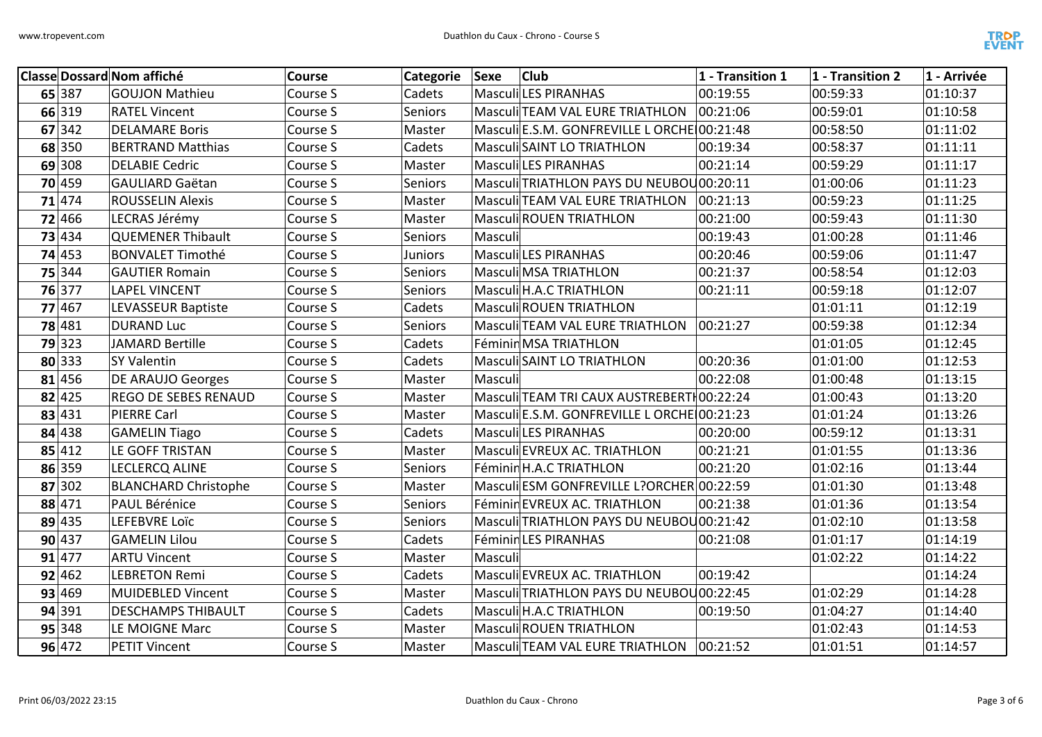| Classe | Dossard | Nom affiché | Course | Categorie | Sexe | Club | 1 - Transition 1 | 1 - Transition 2 | 1 - Arrivée |
|---|---|---|---|---|---|---|---|---|---|
| 65 | 387 | GOUJON Mathieu | Course S | Cadets | Masculi | LES PIRANHAS | 00:19:55 | 00:59:33 | 01:10:37 |
| 66 | 319 | RATEL Vincent | Course S | Seniors | Masculi | TEAM VAL EURE TRIATHLON | 00:21:06 | 00:59:01 | 01:10:58 |
| 67 | 342 | DELAMARE Boris | Course S | Master | Masculi | E.S.M. GONFREVILLE L ORCHE | 00:21:48 | 00:58:50 | 01:11:02 |
| 68 | 350 | BERTRAND Matthias | Course S | Cadets | Masculi | SAINT LO TRIATHLON | 00:19:34 | 00:58:37 | 01:11:11 |
| 69 | 308 | DELABIE Cedric | Course S | Master | Masculi | LES PIRANHAS | 00:21:14 | 00:59:29 | 01:11:17 |
| 70 | 459 | GAULIARD Gaëtan | Course S | Seniors | Masculi | TRIATHLON PAYS DU NEUBOU | 00:20:11 | 01:00:06 | 01:11:23 |
| 71 | 474 | ROUSSELIN Alexis | Course S | Master | Masculi | TEAM VAL EURE TRIATHLON | 00:21:13 | 00:59:23 | 01:11:25 |
| 72 | 466 | LECRAS Jérémy | Course S | Master | Masculi | ROUEN TRIATHLON | 00:21:00 | 00:59:43 | 01:11:30 |
| 73 | 434 | QUEMENER Thibault | Course S | Seniors | Masculi | | 00:19:43 | 01:00:28 | 01:11:46 |
| 74 | 453 | BONVALET Timothé | Course S | Juniors | Masculi | LES PIRANHAS | 00:20:46 | 00:59:06 | 01:11:47 |
| 75 | 344 | GAUTIER Romain | Course S | Seniors | Masculi | MSA TRIATHLON | 00:21:37 | 00:58:54 | 01:12:03 |
| 76 | 377 | LAPEL VINCENT | Course S | Seniors | Masculi | H.A.C TRIATHLON | 00:21:11 | 00:59:18 | 01:12:07 |
| 77 | 467 | LEVASSEUR Baptiste | Course S | Cadets | Masculi | ROUEN TRIATHLON | | 01:01:11 | 01:12:19 |
| 78 | 481 | DURAND Luc | Course S | Seniors | Masculi | TEAM VAL EURE TRIATHLON | 00:21:27 | 00:59:38 | 01:12:34 |
| 79 | 323 | JAMARD Bertille | Course S | Cadets | Féminin | MSA TRIATHLON | | 01:01:05 | 01:12:45 |
| 80 | 333 | SY Valentin | Course S | Cadets | Masculi | SAINT LO TRIATHLON | 00:20:36 | 01:01:00 | 01:12:53 |
| 81 | 456 | DE ARAUJO Georges | Course S | Master | Masculi | | 00:22:08 | 01:00:48 | 01:13:15 |
| 82 | 425 | REGO DE SEBES RENAUD | Course S | Master | Masculi | TEAM TRI CAUX AUSTREBERTH | 00:22:24 | 01:00:43 | 01:13:20 |
| 83 | 431 | PIERRE Carl | Course S | Master | Masculi | E.S.M. GONFREVILLE L ORCHE | 00:21:23 | 01:01:24 | 01:13:26 |
| 84 | 438 | GAMELIN Tiago | Course S | Cadets | Masculi | LES PIRANHAS | 00:20:00 | 00:59:12 | 01:13:31 |
| 85 | 412 | LE GOFF TRISTAN | Course S | Master | Masculi | EVREUX AC. TRIATHLON | 00:21:21 | 01:01:55 | 01:13:36 |
| 86 | 359 | LECLERCQ ALINE | Course S | Seniors | Féminin | H.A.C TRIATHLON | 00:21:20 | 01:02:16 | 01:13:44 |
| 87 | 302 | BLANCHARD Christophe | Course S | Master | Masculi | ESM GONFREVILLE L?ORCHER | 00:22:59 | 01:01:30 | 01:13:48 |
| 88 | 471 | PAUL Bérénice | Course S | Seniors | Féminin | EVREUX AC. TRIATHLON | 00:21:38 | 01:01:36 | 01:13:54 |
| 89 | 435 | LEFEBVRE Loïc | Course S | Seniors | Masculi | TRIATHLON PAYS DU NEUBOU | 00:21:42 | 01:02:10 | 01:13:58 |
| 90 | 437 | GAMELIN Lilou | Course S | Cadets | Féminin | LES PIRANHAS | 00:21:08 | 01:01:17 | 01:14:19 |
| 91 | 477 | ARTU Vincent | Course S | Master | Masculi | | | 01:02:22 | 01:14:22 |
| 92 | 462 | LEBRETON Remi | Course S | Cadets | Masculi | EVREUX AC. TRIATHLON | 00:19:42 | | 01:14:24 |
| 93 | 469 | MUIDEBLED Vincent | Course S | Master | Masculi | TRIATHLON PAYS DU NEUBOU | 00:22:45 | 01:02:29 | 01:14:28 |
| 94 | 391 | DESCHAMPS THIBAULT | Course S | Cadets | Masculi | H.A.C TRIATHLON | 00:19:50 | 01:04:27 | 01:14:40 |
| 95 | 348 | LE MOIGNE Marc | Course S | Master | Masculi | ROUEN TRIATHLON | | 01:02:43 | 01:14:53 |
| 96 | 472 | PETIT Vincent | Course S | Master | Masculi | TEAM VAL EURE TRIATHLON | 00:21:52 | 01:01:51 | 01:14:57 |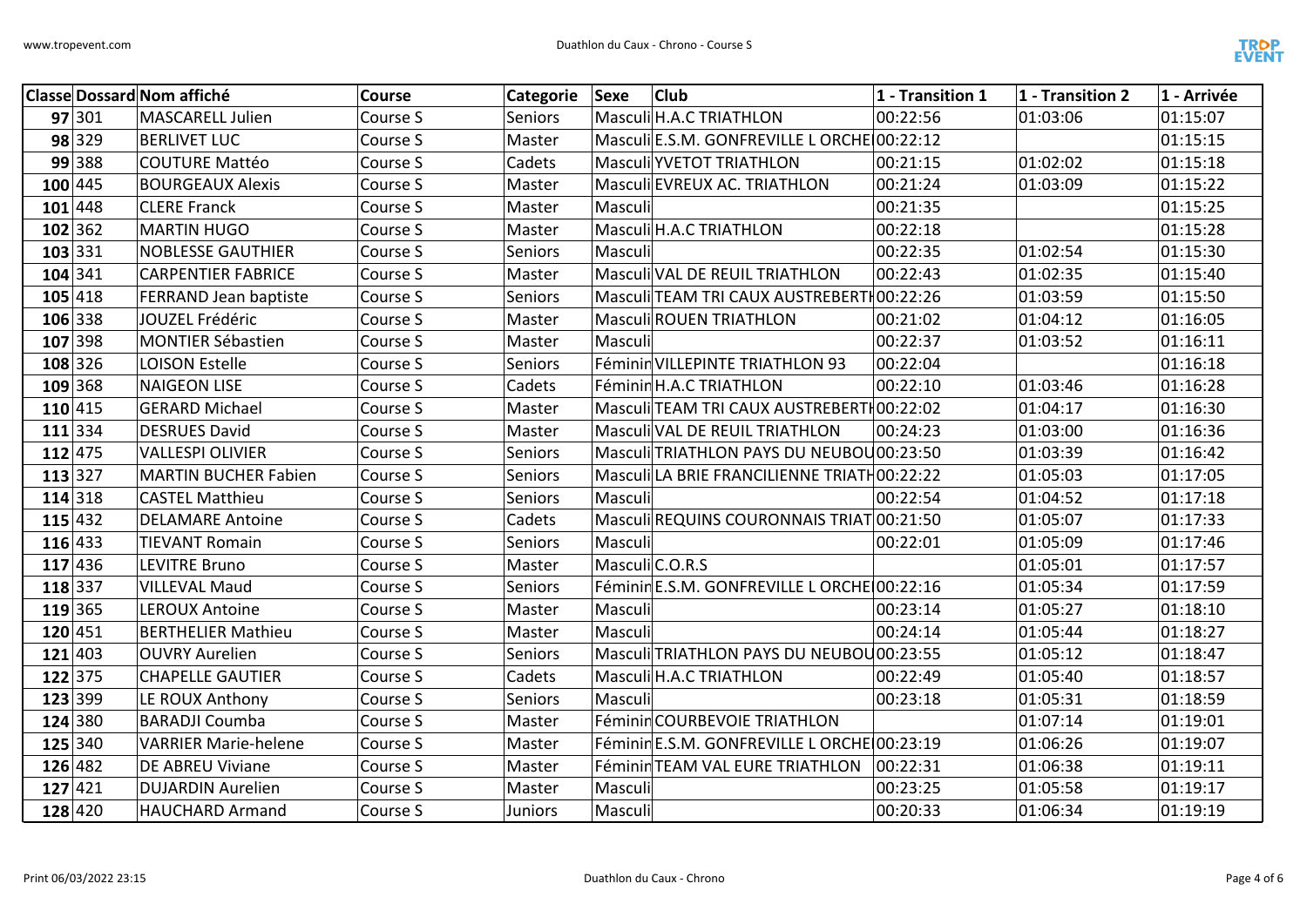| Classe | Dossard | Nom affiché | Course | Categorie | Sexe | Club | 1 - Transition 1 | 1 - Transition 2 | 1 - Arrivée |
|---|---|---|---|---|---|---|---|---|---|
| 97 | 301 | MASCARELL Julien | Course S | Seniors | Masculi | H.A.C TRIATHLON | 00:22:56 | 01:03:06 | 01:15:07 |
| 98 | 329 | BERLIVET LUC | Course S | Master | Masculi | E.S.M. GONFREVILLE L ORCHE | 00:22:12 | | 01:15:15 |
| 99 | 388 | COUTURE Mattéo | Course S | Cadets | Masculi | YVETOT TRIATHLON | 00:21:15 | 01:02:02 | 01:15:18 |
| 100 | 445 | BOURGEAUX Alexis | Course S | Master | Masculi | EVREUX AC. TRIATHLON | 00:21:24 | 01:03:09 | 01:15:22 |
| 101 | 448 | CLERE Franck | Course S | Master | Masculi | | 00:21:35 | | 01:15:25 |
| 102 | 362 | MARTIN HUGO | Course S | Master | Masculi | H.A.C TRIATHLON | 00:22:18 | | 01:15:28 |
| 103 | 331 | NOBLESSE GAUTHIER | Course S | Seniors | Masculi | | 00:22:35 | 01:02:54 | 01:15:30 |
| 104 | 341 | CARPENTIER FABRICE | Course S | Master | Masculi | VAL DE REUIL TRIATHLON | 00:22:43 | 01:02:35 | 01:15:40 |
| 105 | 418 | FERRAND Jean baptiste | Course S | Seniors | Masculi | TEAM TRI CAUX AUSTREBERTH | 00:22:26 | 01:03:59 | 01:15:50 |
| 106 | 338 | JOUZEL Frédéric | Course S | Master | Masculi | ROUEN TRIATHLON | 00:21:02 | 01:04:12 | 01:16:05 |
| 107 | 398 | MONTIER Sébastien | Course S | Master | Masculi | | 00:22:37 | 01:03:52 | 01:16:11 |
| 108 | 326 | LOISON Estelle | Course S | Seniors | Féminin | VILLEPINTE TRIATHLON 93 | 00:22:04 | | 01:16:18 |
| 109 | 368 | NAIGEON LISE | Course S | Cadets | Féminin | H.A.C TRIATHLON | 00:22:10 | 01:03:46 | 01:16:28 |
| 110 | 415 | GERARD Michael | Course S | Master | Masculi | TEAM TRI CAUX AUSTREBERTH | 00:22:02 | 01:04:17 | 01:16:30 |
| 111 | 334 | DESRUES David | Course S | Master | Masculi | VAL DE REUIL TRIATHLON | 00:24:23 | 01:03:00 | 01:16:36 |
| 112 | 475 | VALLESPI OLIVIER | Course S | Seniors | Masculi | TRIATHLON PAYS DU NEUBOU | 00:23:50 | 01:03:39 | 01:16:42 |
| 113 | 327 | MARTIN BUCHER Fabien | Course S | Seniors | Masculi | LA BRIE FRANCILIENNE TRIATH | 00:22:22 | 01:05:03 | 01:17:05 |
| 114 | 318 | CASTEL Matthieu | Course S | Seniors | Masculi | | 00:22:54 | 01:04:52 | 01:17:18 |
| 115 | 432 | DELAMARE Antoine | Course S | Cadets | Masculi | REQUINS COURONNAIS TRIAT | 00:21:50 | 01:05:07 | 01:17:33 |
| 116 | 433 | TIEVANT Romain | Course S | Seniors | Masculi | | 00:22:01 | 01:05:09 | 01:17:46 |
| 117 | 436 | LEVITRE Bruno | Course S | Master | Masculi | C.O.R.S | | 01:05:01 | 01:17:57 |
| 118 | 337 | VILLEVAL Maud | Course S | Seniors | Féminin | E.S.M. GONFREVILLE L ORCHE | 00:22:16 | 01:05:34 | 01:17:59 |
| 119 | 365 | LEROUX Antoine | Course S | Master | Masculi | | 00:23:14 | 01:05:27 | 01:18:10 |
| 120 | 451 | BERTHELIER Mathieu | Course S | Master | Masculi | | 00:24:14 | 01:05:44 | 01:18:27 |
| 121 | 403 | OUVRY Aurelien | Course S | Seniors | Masculi | TRIATHLON PAYS DU NEUBOU | 00:23:55 | 01:05:12 | 01:18:47 |
| 122 | 375 | CHAPELLE GAUTIER | Course S | Cadets | Masculi | H.A.C TRIATHLON | 00:22:49 | 01:05:40 | 01:18:57 |
| 123 | 399 | LE ROUX Anthony | Course S | Seniors | Masculi | | 00:23:18 | 01:05:31 | 01:18:59 |
| 124 | 380 | BARADJI Coumba | Course S | Master | Féminin | COURBEVOIE TRIATHLON | | 01:07:14 | 01:19:01 |
| 125 | 340 | VARRIER Marie-helene | Course S | Master | Féminin | E.S.M. GONFREVILLE L ORCHE | 00:23:19 | 01:06:26 | 01:19:07 |
| 126 | 482 | DE ABREU Viviane | Course S | Master | Féminin | TEAM VAL EURE TRIATHLON | 00:22:31 | 01:06:38 | 01:19:11 |
| 127 | 421 | DUJARDIN Aurelien | Course S | Master | Masculi | | 00:23:25 | 01:05:58 | 01:19:17 |
| 128 | 420 | HAUCHARD Armand | Course S | Juniors | Masculi | | 00:20:33 | 01:06:34 | 01:19:19 |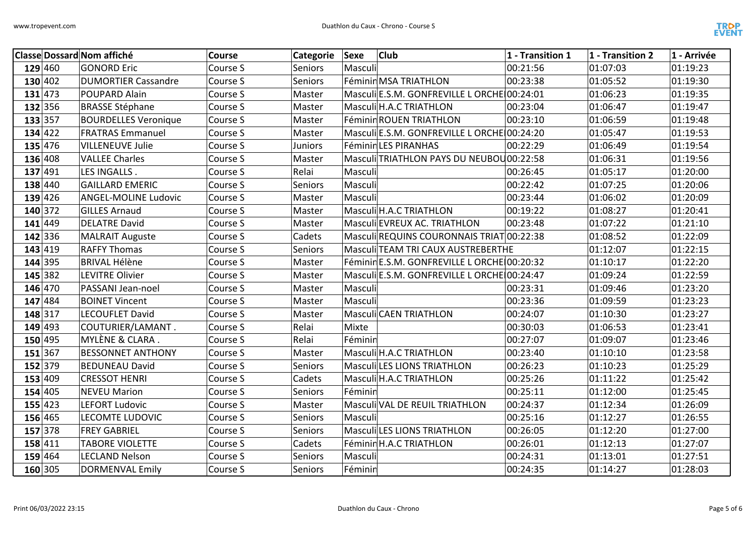| Classe | Dossard | Nom affiché | Course | Categorie | Sexe | Club | 1 - Transition 1 | 1 - Transition 2 | 1 - Arrivée |
|---|---|---|---|---|---|---|---|---|---|
| 129 | 460 | GONORD Eric | Course S | Seniors | Masculi | | 00:21:56 | 01:07:03 | 01:19:23 |
| 130 | 402 | DUMORTIER Cassandre | Course S | Seniors | Féminin | MSA TRIATHLON | 00:23:38 | 01:05:52 | 01:19:30 |
| 131 | 473 | POUPARD Alain | Course S | Master | Masculi | E.S.M. GONFREVILLE L ORCHE | 00:24:01 | 01:06:23 | 01:19:35 |
| 132 | 356 | BRASSE Stéphane | Course S | Master | Masculi | H.A.C TRIATHLON | 00:23:04 | 01:06:47 | 01:19:47 |
| 133 | 357 | BOURDELLES Veronique | Course S | Master | Féminin | ROUEN TRIATHLON | 00:23:10 | 01:06:59 | 01:19:48 |
| 134 | 422 | FRATRAS Emmanuel | Course S | Master | Masculi | E.S.M. GONFREVILLE L ORCHE | 00:24:20 | 01:05:47 | 01:19:53 |
| 135 | 476 | VILLENEUVE Julie | Course S | Juniors | Féminin | LES PIRANHAS | 00:22:29 | 01:06:49 | 01:19:54 |
| 136 | 408 | VALLEE Charles | Course S | Master | Masculi | TRIATHLON PAYS DU NEUBOU | 00:22:58 | 01:06:31 | 01:19:56 |
| 137 | 491 | LES INGALLS . | Course S | Relai | Masculi | | 00:26:45 | 01:05:17 | 01:20:00 |
| 138 | 440 | GAILLARD EMERIC | Course S | Seniors | Masculi | | 00:22:42 | 01:07:25 | 01:20:06 |
| 139 | 426 | ANGEL-MOLINE Ludovic | Course S | Master | Masculi | | 00:23:44 | 01:06:02 | 01:20:09 |
| 140 | 372 | GILLES Arnaud | Course S | Master | Masculi | H.A.C TRIATHLON | 00:19:22 | 01:08:27 | 01:20:41 |
| 141 | 449 | DELATRE David | Course S | Master | Masculi | EVREUX AC. TRIATHLON | 00:23:48 | 01:07:22 | 01:21:10 |
| 142 | 336 | MALRAIT Auguste | Course S | Cadets | Masculi | REQUINS COURONNAIS TRIAT | 00:22:38 | 01:08:52 | 01:22:09 |
| 143 | 419 | RAFFY Thomas | Course S | Seniors | Masculi | TEAM TRI CAUX AUSTREBERTHE | | 01:12:07 | 01:22:15 |
| 144 | 395 | BRIVAL Hélène | Course S | Master | Féminin | E.S.M. GONFREVILLE L ORCHE | 00:20:32 | 01:10:17 | 01:22:20 |
| 145 | 382 | LEVITRE Olivier | Course S | Master | Masculi | E.S.M. GONFREVILLE L ORCHE | 00:24:47 | 01:09:24 | 01:22:59 |
| 146 | 470 | PASSANI Jean-noel | Course S | Master | Masculi | | 00:23:31 | 01:09:46 | 01:23:20 |
| 147 | 484 | BOINET Vincent | Course S | Master | Masculi | | 00:23:36 | 01:09:59 | 01:23:23 |
| 148 | 317 | LECOUFLET David | Course S | Master | Masculi | CAEN TRIATHLON | 00:24:07 | 01:10:30 | 01:23:27 |
| 149 | 493 | COUTURIER/LAMANT . | Course S | Relai | Mixte | | 00:30:03 | 01:06:53 | 01:23:41 |
| 150 | 495 | MYLÈNE & CLARA . | Course S | Relai | Féminin | | 00:27:07 | 01:09:07 | 01:23:46 |
| 151 | 367 | BESSONNET ANTHONY | Course S | Master | Masculi | H.A.C TRIATHLON | 00:23:40 | 01:10:10 | 01:23:58 |
| 152 | 379 | BEDUNEAU David | Course S | Seniors | Masculi | LES LIONS TRIATHLON | 00:26:23 | 01:10:23 | 01:25:29 |
| 153 | 409 | CRESSOT HENRI | Course S | Cadets | Masculi | H.A.C TRIATHLON | 00:25:26 | 01:11:22 | 01:25:42 |
| 154 | 405 | NEVEU Marion | Course S | Seniors | Féminin | | 00:25:11 | 01:12:00 | 01:25:45 |
| 155 | 423 | LEFORT Ludovic | Course S | Master | Masculi | VAL DE REUIL TRIATHLON | 00:24:37 | 01:12:34 | 01:26:09 |
| 156 | 465 | LECOMTE LUDOVIC | Course S | Seniors | Masculi | | 00:25:16 | 01:12:27 | 01:26:55 |
| 157 | 378 | FREY GABRIEL | Course S | Seniors | Masculi | LES LIONS TRIATHLON | 00:26:05 | 01:12:20 | 01:27:00 |
| 158 | 411 | TABORE VIOLETTE | Course S | Cadets | Féminin | H.A.C TRIATHLON | 00:26:01 | 01:12:13 | 01:27:07 |
| 159 | 464 | LECLAND Nelson | Course S | Seniors | Masculi | | 00:24:31 | 01:13:01 | 01:27:51 |
| 160 | 305 | DORMENVAL Emily | Course S | Seniors | Féminin | | 00:24:35 | 01:14:27 | 01:28:03 |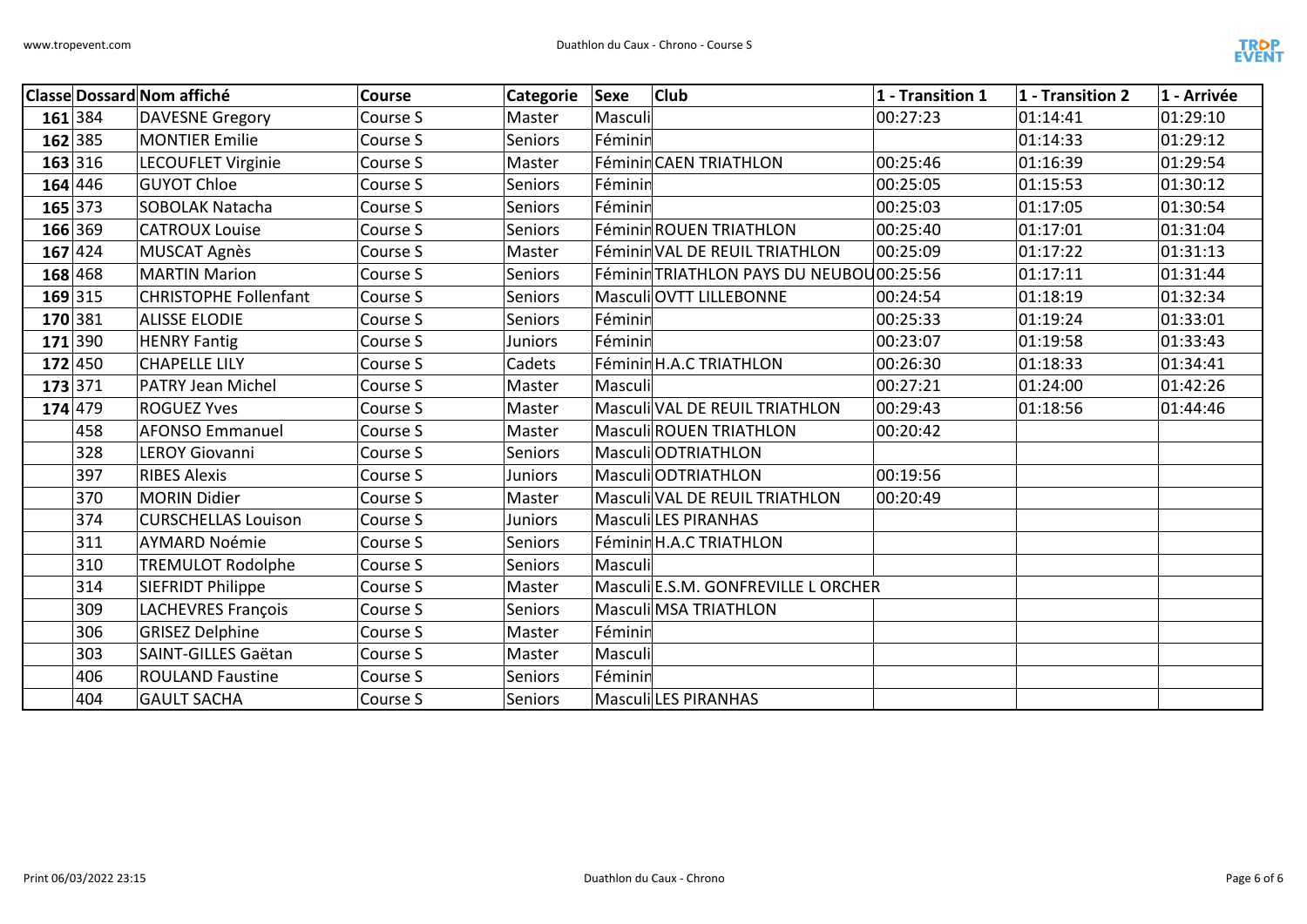| Classe | Dossard | Nom affiché | Course | Categorie | Sexe | Club | 1 - Transition 1 | 1 - Transition 2 | 1 - Arrivée |
|---|---|---|---|---|---|---|---|---|---|
| 161 | 384 | DAVESNE Gregory | Course S | Master | Masculi | | 00:27:23 | 01:14:41 | 01:29:10 |
| 162 | 385 | MONTIER Emilie | Course S | Seniors | Féminin | | | 01:14:33 | 01:29:12 |
| 163 | 316 | LECOUFLET Virginie | Course S | Master | Féminin | CAEN TRIATHLON | 00:25:46 | 01:16:39 | 01:29:54 |
| 164 | 446 | GUYOT Chloe | Course S | Seniors | Féminin | | 00:25:05 | 01:15:53 | 01:30:12 |
| 165 | 373 | SOBOLAK Natacha | Course S | Seniors | Féminin | | 00:25:03 | 01:17:05 | 01:30:54 |
| 166 | 369 | CATROUX Louise | Course S | Seniors | Féminin | ROUEN TRIATHLON | 00:25:40 | 01:17:01 | 01:31:04 |
| 167 | 424 | MUSCAT Agnès | Course S | Master | Féminin | VAL DE REUIL TRIATHLON | 00:25:09 | 01:17:22 | 01:31:13 |
| 168 | 468 | MARTIN Marion | Course S | Seniors | Féminin | TRIATHLON PAYS DU NEUBOU | 00:25:56 | 01:17:11 | 01:31:44 |
| 169 | 315 | CHRISTOPHE Follenfant | Course S | Seniors | Masculi | OVTT LILLEBONNE | 00:24:54 | 01:18:19 | 01:32:34 |
| 170 | 381 | ALISSE ELODIE | Course S | Seniors | Féminin | | 00:25:33 | 01:19:24 | 01:33:01 |
| 171 | 390 | HENRY Fantig | Course S | Juniors | Féminin | | 00:23:07 | 01:19:58 | 01:33:43 |
| 172 | 450 | CHAPELLE LILY | Course S | Cadets | Féminin | H.A.C TRIATHLON | 00:26:30 | 01:18:33 | 01:34:41 |
| 173 | 371 | PATRY Jean Michel | Course S | Master | Masculi | | 00:27:21 | 01:24:00 | 01:42:26 |
| 174 | 479 | ROGUEZ Yves | Course S | Master | Masculi | VAL DE REUIL TRIATHLON | 00:29:43 | 01:18:56 | 01:44:46 |
| | 458 | AFONSO Emmanuel | Course S | Master | Masculi | ROUEN TRIATHLON | 00:20:42 | | |
| | 328 | LEROY Giovanni | Course S | Seniors | Masculi | ODTRIATHLON | | | |
| | 397 | RIBES Alexis | Course S | Juniors | Masculi | ODTRIATHLON | 00:19:56 | | |
| | 370 | MORIN Didier | Course S | Master | Masculi | VAL DE REUIL TRIATHLON | 00:20:49 | | |
| | 374 | CURSCHELLAS Louison | Course S | Juniors | Masculi | LES PIRANHAS | | | |
| | 311 | AYMARD Noémie | Course S | Seniors | Féminin | H.A.C TRIATHLON | | | |
| | 310 | TREMULOT Rodolphe | Course S | Seniors | Masculi | | | | |
| | 314 | SIEFRIDT Philippe | Course S | Master | Masculi | E.S.M. GONFREVILLE L ORCHER | | | |
| | 309 | LACHEVRES François | Course S | Seniors | Masculi | MSA TRIATHLON | | | |
| | 306 | GRISEZ Delphine | Course S | Master | Féminin | | | | |
| | 303 | SAINT-GILLES Gaëtan | Course S | Master | Masculi | | | | |
| | 406 | ROULAND Faustine | Course S | Seniors | Féminin | | | | |
| | 404 | GAULT SACHA | Course S | Seniors | Masculi | LES PIRANHAS | | | |